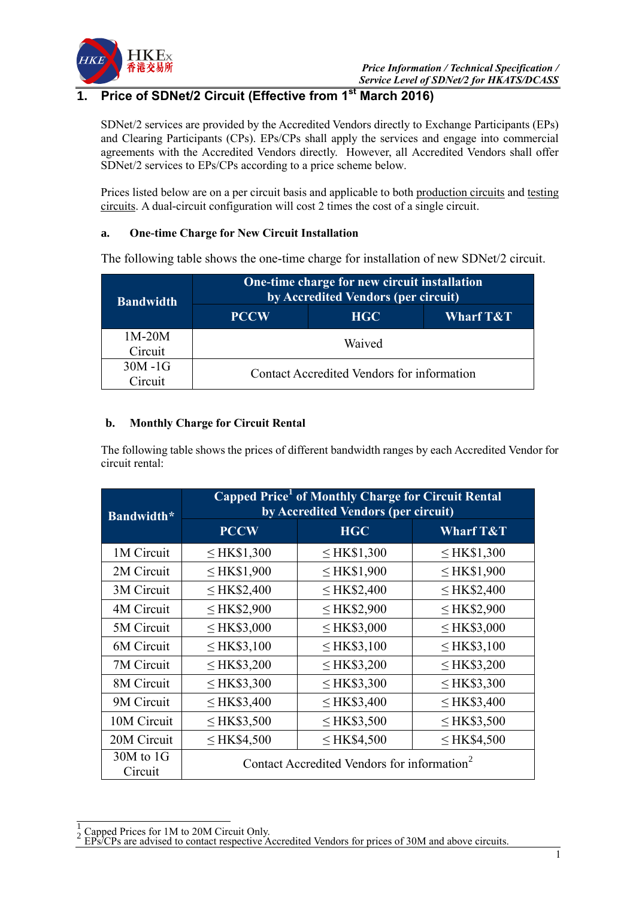## 1. Price of SDNet/2 Circuit (Effective from 1st March 2016)

SDNet/2 services are provided by the Accredited Vendors directly to Exchange Participants (EPs) and Clearing Participants (CPs). EPs/CPs shall apply the services and engage into commercial agreements with the Accredited Vendors directly. However, all Accredited Vendors shall offer SDNet/2 services to EPs/CPs according to a price scheme below.

Prices listed below are on a per circuit basis and applicable to both production circuits and testing circuits. A dual-circuit configuration will cost 2 times the cost of a single circuit.

### a. One-time Charge for New Circuit Installation

The following table shows the one-time charge for installation of new SDNet/2 circuit.

| Bandwidth | One-time charge for new circuit installation by Accredited Vendors (per circuit) | | |
|---|---|---|---|
| | PCCW | HGC | Wharf T&T |
| 1M-20M Circuit | Waived | | |
| 30M -1G Circuit | Contact Accredited Vendors for information | | |

### b. Monthly Charge for Circuit Rental

The following table shows the prices of different bandwidth ranges by each Accredited Vendor for circuit rental:

| Bandwidth* | Capped Price[1] of Monthly Charge for Circuit Rental by Accredited Vendors (per circuit) | | |
|---|---|---|---|
| | PCCW | HGC | Wharf T&T |
| 1M Circuit | ≤ HK$1,300 | ≤ HK$1,300 | ≤ HK$1,300 |
| 2M Circuit | ≤ HK$1,900 | ≤ HK$1,900 | ≤ HK$1,900 |
| 3M Circuit | ≤ HK$2,400 | ≤ HK$2,400 | ≤ HK$2,400 |
| 4M Circuit | ≤ HK$2,900 | ≤ HK$2,900 | ≤ HK$2,900 |
| 5M Circuit | ≤ HK$3,000 | ≤ HK$3,000 | ≤ HK$3,000 |
| 6M Circuit | ≤ HK$3,100 | ≤ HK$3,100 | ≤ HK$3,100 |
| 7M Circuit | ≤ HK$3,200 | ≤ HK$3,200 | ≤ HK$3,200 |
| 8M Circuit | ≤ HK$3,300 | ≤ HK$3,300 | ≤ HK$3,300 |
| 9M Circuit | ≤ HK$3,400 | ≤ HK$3,400 | ≤ HK$3,400 |
| 10M Circuit | ≤ HK$3,500 | ≤ HK$3,500 | ≤ HK$3,500 |
| 20M Circuit | ≤ HK$4,500 | ≤ HK$4,500 | ≤ HK$4,500 |
| 30M to 1G Circuit | Contact Accredited Vendors for information[2] | | |

[1] Capped Prices for 1M to 20M Circuit Only.
[2] EPs/CPs are advised to contact respective Accredited Vendors for prices of 30M and above circuits.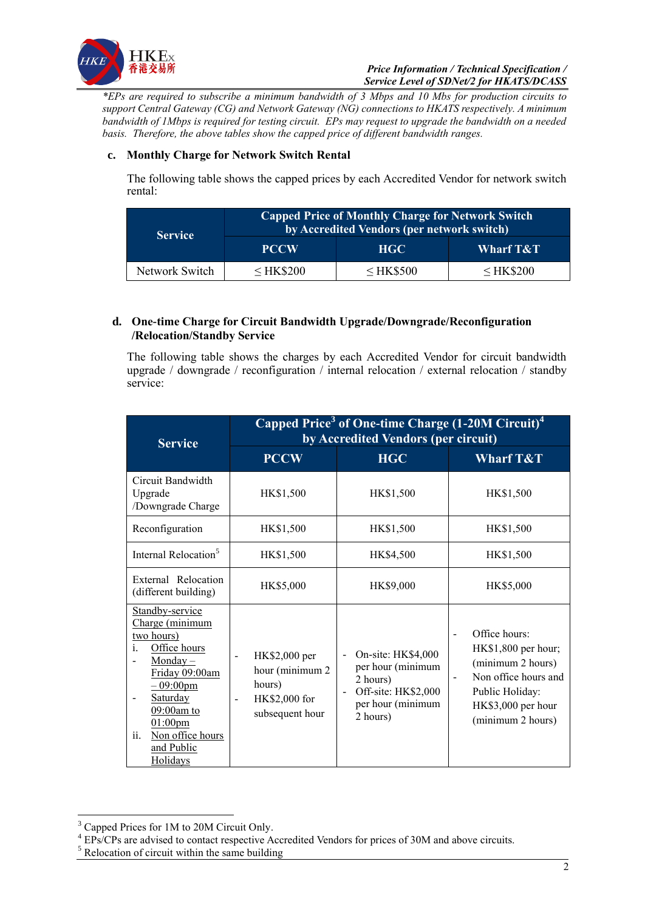*\*EPs are required to subscribe a minimum bandwidth of 3 Mbps and 10 Mbs for production circuits to support Central Gateway (CG) and Network Gateway (NG) connections to HKATS respectively. A minimum bandwidth of 1Mbps is required for testing circuit. EPs may request to upgrade the bandwidth on a needed basis. Therefore, the above tables show the capped price of different bandwidth ranges.*

### c. Monthly Charge for Network Switch Rental

The following table shows the capped prices by each Accredited Vendor for network switch rental:

| Service | Capped Price of Monthly Charge for Network Switch by Accredited Vendors (per network switch) | | |
|---|---|---|---|
| | PCCW | HGC | Wharf T&T |
| Network Switch | ≤ HK$200 | ≤ HK$500 | ≤ HK$200 |

### d. One-time Charge for Circuit Bandwidth Upgrade/Downgrade/Reconfiguration /Relocation/Standby Service

The following table shows the charges by each Accredited Vendor for circuit bandwidth upgrade / downgrade / reconfiguration / internal relocation / external relocation / standby service:

| Service | Capped Price[3] of One-time Charge (1-20M Circuit)[4] by Accredited Vendors (per circuit) | | |
|---|---|---|---|
| | PCCW | HGC | Wharf T&T |
| Circuit Bandwidth Upgrade /Downgrade Charge | HK$1,500 | HK$1,500 | HK$1,500 |
| Reconfiguration | HK$1,500 | HK$1,500 | HK$1,500 |
| Internal Relocation[5] | HK$1,500 | HK$4,500 | HK$1,500 |
| External Relocation (different building) | HK$5,000 | HK$9,000 | HK$5,000 |
| Standby-service Charge (minimum two hours)<br>i. Office hours<br>- Monday – Friday 09:00am – 09:00pm<br>- Saturday 09:00am to 01:00pm<br>ii. Non office hours and Public Holidays | - HK$2,000 per hour (minimum 2 hours)<br>- HK$2,000 for subsequent hour | - On-site: HK$4,000 per hour (minimum 2 hours)<br>- Off-site: HK$2,000 per hour (minimum 2 hours) | - Office hours: HK$1,800 per hour; (minimum 2 hours)<br>- Non office hours and Public Holiday: HK$3,000 per hour (minimum 2 hours) |

[3] Capped Prices for 1M to 20M Circuit Only.

[4] EPs/CPs are advised to contact respective Accredited Vendors for prices of 30M and above circuits.

[5] Relocation of circuit within the same building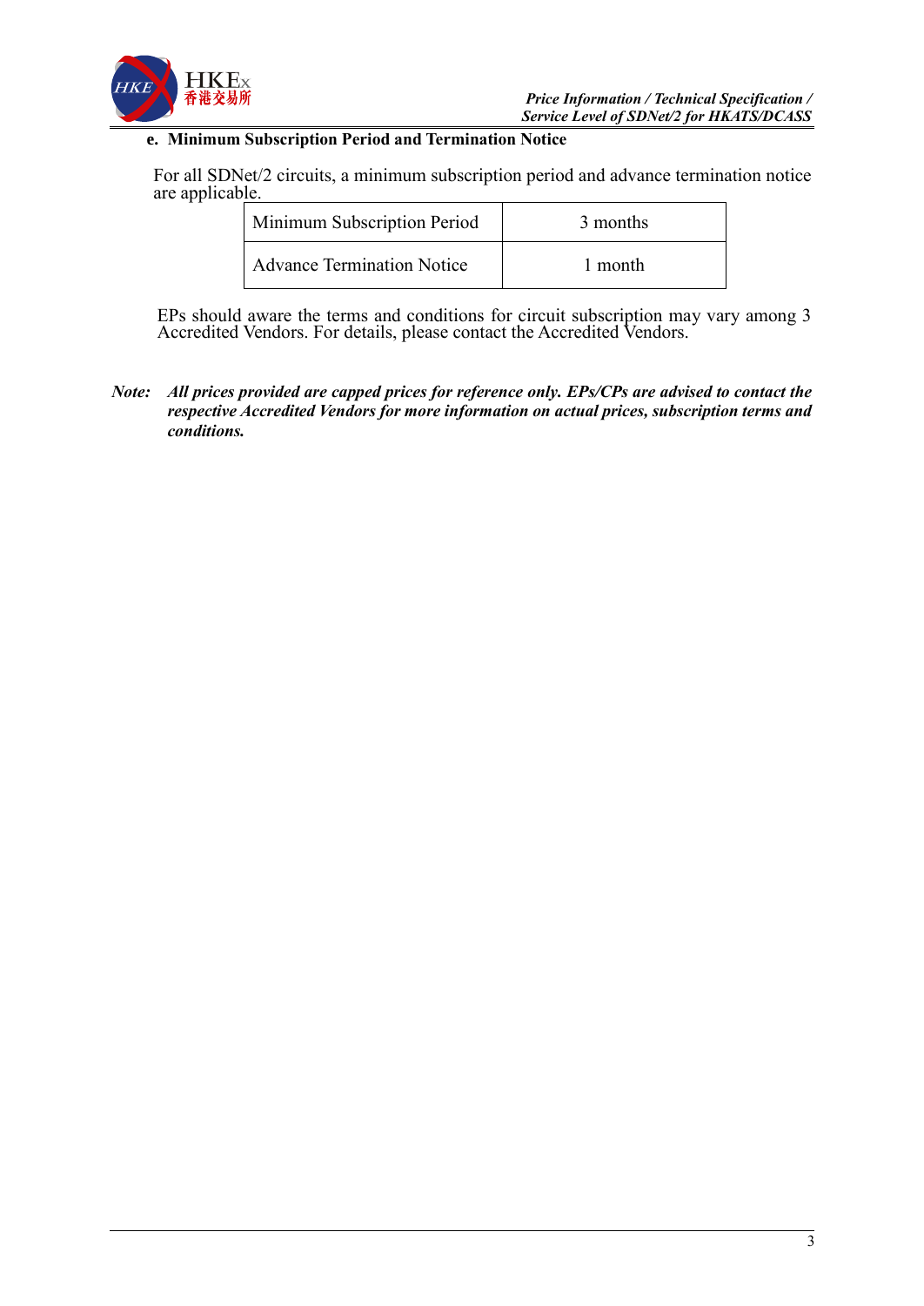**e. Minimum Subscription Period and Termination Notice**

For all SDNet/2 circuits, a minimum subscription period and advance termination notice are applicable.

| Minimum Subscription Period | 3 months |
|---|---|
| Advance Termination Notice | 1 month |

EPs should aware the terms and conditions for circuit subscription may vary among 3 Accredited Vendors. For details, please contact the Accredited Vendors.

*Note:* ***All prices provided are capped prices for reference only. EPs/CPs are advised to contact the respective Accredited Vendors for more information on actual prices, subscription terms and conditions.***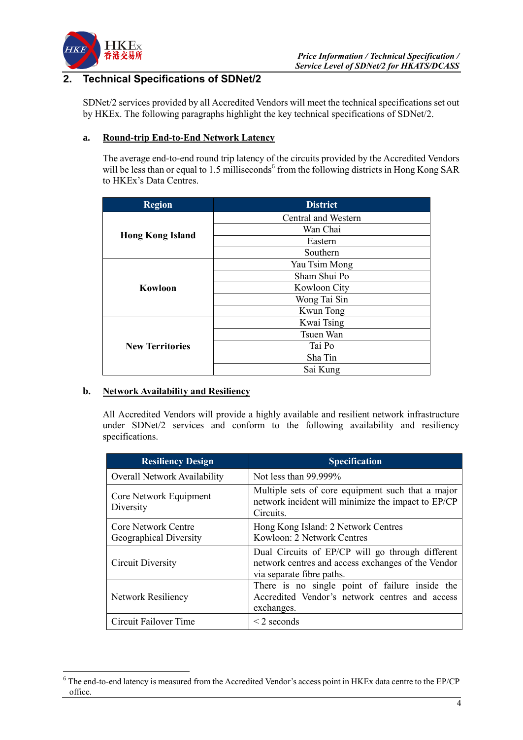## 2. Technical Specifications of SDNet/2

SDNet/2 services provided by all Accredited Vendors will meet the technical specifications set out by HKEx. The following paragraphs highlight the key technical specifications of SDNet/2.

### a. Round-trip End-to-End Network Latency

The average end-to-end round trip latency of the circuits provided by the Accredited Vendors will be less than or equal to 1.5 milliseconds[6] from the following districts in Hong Kong SAR to HKEx's Data Centres.

| Region | District |
|---|---|
| **Hong Kong Island** | Central and Western |
| | Wan Chai |
| | Eastern |
| | Southern |
| **Kowloon** | Yau Tsim Mong |
| | Sham Shui Po |
| | Kowloon City |
| | Wong Tai Sin |
| | Kwun Tong |
| **New Territories** | Kwai Tsing |
| | Tsuen Wan |
| | Tai Po |
| | Sha Tin |
| | Sai Kung |

### b. Network Availability and Resiliency

All Accredited Vendors will provide a highly available and resilient network infrastructure under SDNet/2 services and conform to the following availability and resiliency specifications.

| Resiliency Design | Specification |
|---|---|
| Overall Network Availability | Not less than 99.999% |
| Core Network Equipment Diversity | Multiple sets of core equipment such that a major network incident will minimize the impact to EP/CP Circuits. |
| Core Network Centre Geographical Diversity | Hong Kong Island: 2 Network Centres<br>Kowloon: 2 Network Centres |
| Circuit Diversity | Dual Circuits of EP/CP will go through different network centres and access exchanges of the Vendor via separate fibre paths. |
| Network Resiliency | There is no single point of failure inside the Accredited Vendor's network centres and access exchanges. |
| Circuit Failover Time | < 2 seconds |

[6] The end-to-end latency is measured from the Accredited Vendor's access point in HKEx data centre to the EP/CP office.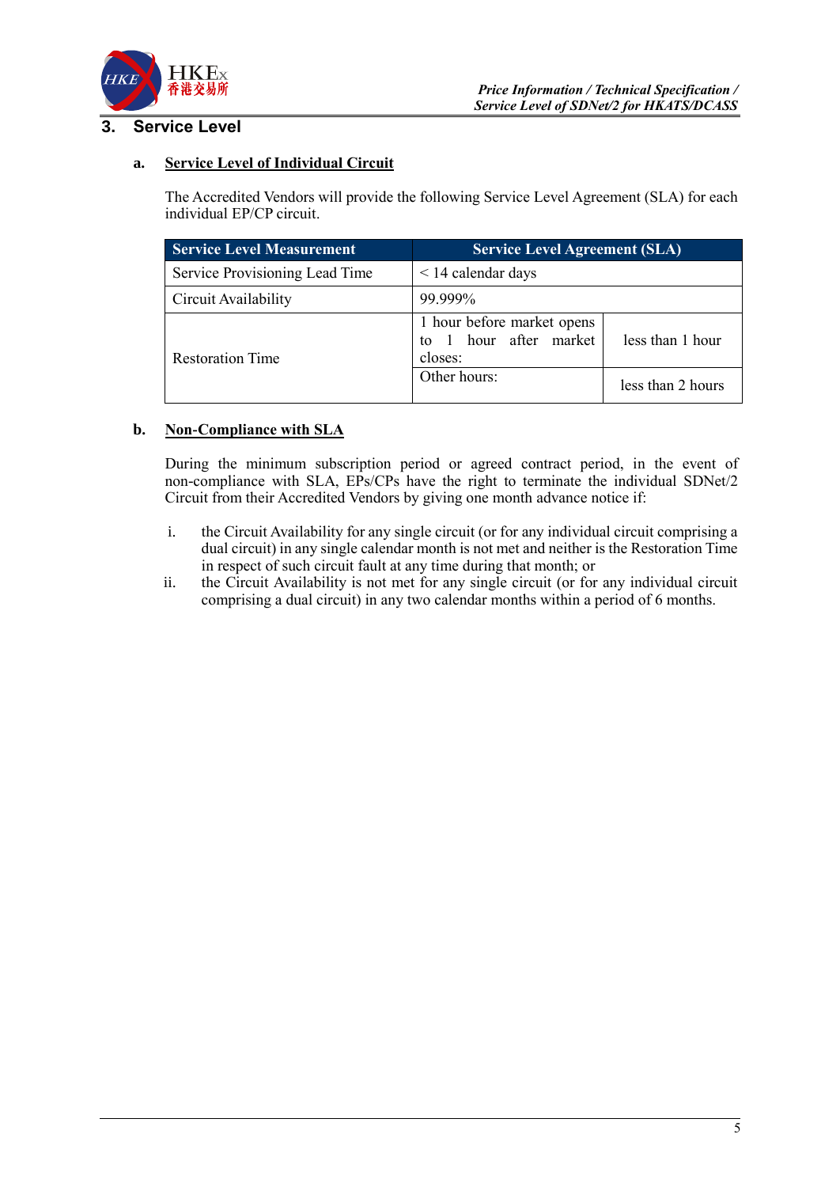## 3. Service Level

### a. Service Level of Individual Circuit

The Accredited Vendors will provide the following Service Level Agreement (SLA) for each individual EP/CP circuit.

| Service Level Measurement | Service Level Agreement (SLA) | |
|---|---|---|
| Service Provisioning Lead Time | < 14 calendar days | |
| Circuit Availability | 99.999% | |
| Restoration Time | 1 hour before market opens to 1 hour after market closes: | less than 1 hour |
| | Other hours: | less than 2 hours |

### b. Non-Compliance with SLA

During the minimum subscription period or agreed contract period, in the event of non-compliance with SLA, EPs/CPs have the right to terminate the individual SDNet/2 Circuit from their Accredited Vendors by giving one month advance notice if:

i. the Circuit Availability for any single circuit (or for any individual circuit comprising a dual circuit) in any single calendar month is not met and neither is the Restoration Time in respect of such circuit fault at any time during that month; or

ii. the Circuit Availability is not met for any single circuit (or for any individual circuit comprising a dual circuit) in any two calendar months within a period of 6 months.